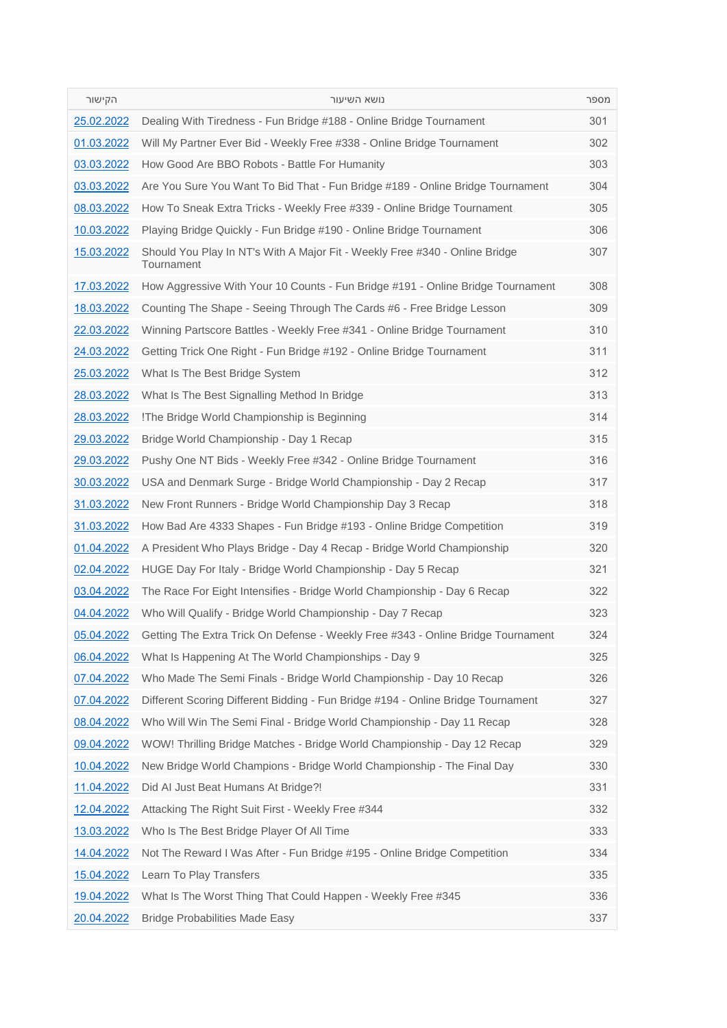| הקישור | נושא השיעור | מספר |
|---|---|---|
| 25.02.2022 | Dealing With Tiredness - Fun Bridge #188 - Online Bridge Tournament | 301 |
| 01.03.2022 | Will My Partner Ever Bid - Weekly Free #338 - Online Bridge Tournament | 302 |
| 03.03.2022 | How Good Are BBO Robots - Battle For Humanity | 303 |
| 03.03.2022 | Are You Sure You Want To Bid That - Fun Bridge #189 - Online Bridge Tournament | 304 |
| 08.03.2022 | How To Sneak Extra Tricks - Weekly Free #339 - Online Bridge Tournament | 305 |
| 10.03.2022 | Playing Bridge Quickly - Fun Bridge #190 - Online Bridge Tournament | 306 |
| 15.03.2022 | Should You Play In NT's With A Major Fit - Weekly Free #340 - Online Bridge Tournament | 307 |
| 17.03.2022 | How Aggressive With Your 10 Counts - Fun Bridge #191 - Online Bridge Tournament | 308 |
| 18.03.2022 | Counting The Shape - Seeing Through The Cards #6 - Free Bridge Lesson | 309 |
| 22.03.2022 | Winning Partscore Battles - Weekly Free #341 - Online Bridge Tournament | 310 |
| 24.03.2022 | Getting Trick One Right - Fun Bridge #192 - Online Bridge Tournament | 311 |
| 25.03.2022 | What Is The Best Bridge System | 312 |
| 28.03.2022 | What Is The Best Signalling Method In Bridge | 313 |
| 28.03.2022 | !The Bridge World Championship is Beginning | 314 |
| 29.03.2022 | Bridge World Championship - Day 1 Recap | 315 |
| 29.03.2022 | Pushy One NT Bids - Weekly Free #342 - Online Bridge Tournament | 316 |
| 30.03.2022 | USA and Denmark Surge - Bridge World Championship - Day 2 Recap | 317 |
| 31.03.2022 | New Front Runners - Bridge World Championship Day 3 Recap | 318 |
| 31.03.2022 | How Bad Are 4333 Shapes - Fun Bridge #193 - Online Bridge Competition | 319 |
| 01.04.2022 | A President Who Plays Bridge - Day 4 Recap - Bridge World Championship | 320 |
| 02.04.2022 | HUGE Day For Italy - Bridge World Championship - Day 5 Recap | 321 |
| 03.04.2022 | The Race For Eight Intensifies - Bridge World Championship - Day 6 Recap | 322 |
| 04.04.2022 | Who Will Qualify - Bridge World Championship - Day 7 Recap | 323 |
| 05.04.2022 | Getting The Extra Trick On Defense - Weekly Free #343 - Online Bridge Tournament | 324 |
| 06.04.2022 | What Is Happening At The World Championships - Day 9 | 325 |
| 07.04.2022 | Who Made The Semi Finals - Bridge World Championship - Day 10 Recap | 326 |
| 07.04.2022 | Different Scoring Different Bidding - Fun Bridge #194 - Online Bridge Tournament | 327 |
| 08.04.2022 | Who Will Win The Semi Final - Bridge World Championship - Day 11 Recap | 328 |
| 09.04.2022 | WOW! Thrilling Bridge Matches - Bridge World Championship - Day 12 Recap | 329 |
| 10.04.2022 | New Bridge World Champions - Bridge World Championship - The Final Day | 330 |
| 11.04.2022 | Did AI Just Beat Humans At Bridge?! | 331 |
| 12.04.2022 | Attacking The Right Suit First - Weekly Free #344 | 332 |
| 13.03.2022 | Who Is The Best Bridge Player Of All Time | 333 |
| 14.04.2022 | Not The Reward I Was After - Fun Bridge #195 - Online Bridge Competition | 334 |
| 15.04.2022 | Learn To Play Transfers | 335 |
| 19.04.2022 | What Is The Worst Thing That Could Happen - Weekly Free #345 | 336 |
| 20.04.2022 | Bridge Probabilities Made Easy | 337 |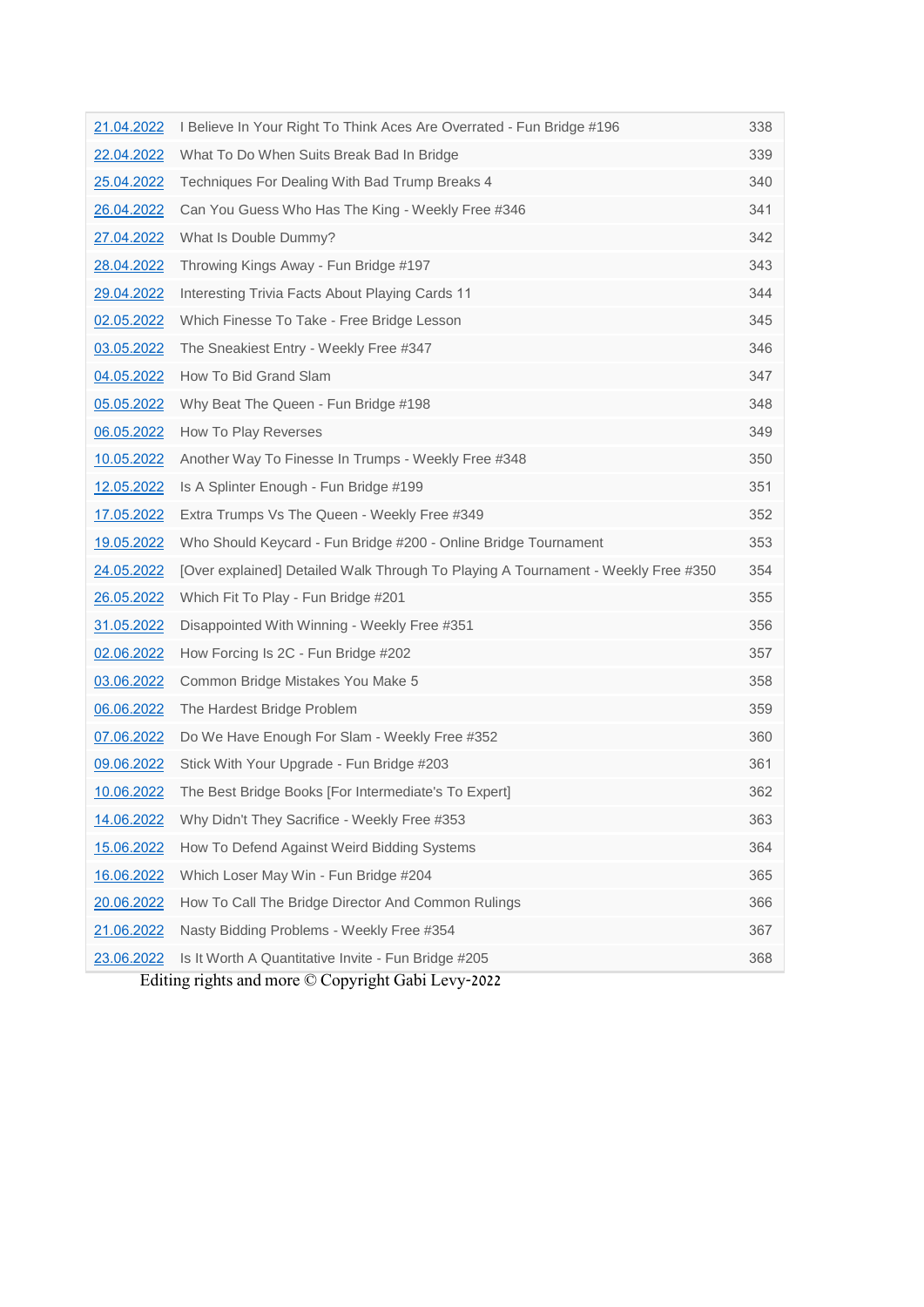| | | |
|---|---|---|
| 21.04.2022 | I Believe In Your Right To Think Aces Are Overrated - Fun Bridge #196 | 338 |
| 22.04.2022 | What To Do When Suits Break Bad In Bridge | 339 |
| 25.04.2022 | Techniques For Dealing With Bad Trump Breaks 4 | 340 |
| 26.04.2022 | Can You Guess Who Has The King - Weekly Free #346 | 341 |
| 27.04.2022 | What Is Double Dummy? | 342 |
| 28.04.2022 | Throwing Kings Away - Fun Bridge #197 | 343 |
| 29.04.2022 | Interesting Trivia Facts About Playing Cards 11 | 344 |
| 02.05.2022 | Which Finesse To Take - Free Bridge Lesson | 345 |
| 03.05.2022 | The Sneakiest Entry - Weekly Free #347 | 346 |
| 04.05.2022 | How To Bid Grand Slam | 347 |
| 05.05.2022 | Why Beat The Queen - Fun Bridge #198 | 348 |
| 06.05.2022 | How To Play Reverses | 349 |
| 10.05.2022 | Another Way To Finesse In Trumps - Weekly Free #348 | 350 |
| 12.05.2022 | Is A Splinter Enough - Fun Bridge #199 | 351 |
| 17.05.2022 | Extra Trumps Vs The Queen - Weekly Free #349 | 352 |
| 19.05.2022 | Who Should Keycard - Fun Bridge #200 - Online Bridge Tournament | 353 |
| 24.05.2022 | [Over explained] Detailed Walk Through To Playing A Tournament - Weekly Free #350 | 354 |
| 26.05.2022 | Which Fit To Play - Fun Bridge #201 | 355 |
| 31.05.2022 | Disappointed With Winning - Weekly Free #351 | 356 |
| 02.06.2022 | How Forcing Is 2C - Fun Bridge #202 | 357 |
| 03.06.2022 | Common Bridge Mistakes You Make 5 | 358 |
| 06.06.2022 | The Hardest Bridge Problem | 359 |
| 07.06.2022 | Do We Have Enough For Slam - Weekly Free #352 | 360 |
| 09.06.2022 | Stick With Your Upgrade - Fun Bridge #203 | 361 |
| 10.06.2022 | The Best Bridge Books [For Intermediate's To Expert] | 362 |
| 14.06.2022 | Why Didn't They Sacrifice - Weekly Free #353 | 363 |
| 15.06.2022 | How To Defend Against Weird Bidding Systems | 364 |
| 16.06.2022 | Which Loser May Win - Fun Bridge #204 | 365 |
| 20.06.2022 | How To Call The Bridge Director And Common Rulings | 366 |
| 21.06.2022 | Nasty Bidding Problems - Weekly Free #354 | 367 |
| 23.06.2022 | Is It Worth A Quantitative Invite - Fun Bridge #205 | 368 |

Editing rights and more © Copyright Gabi Levy-2022